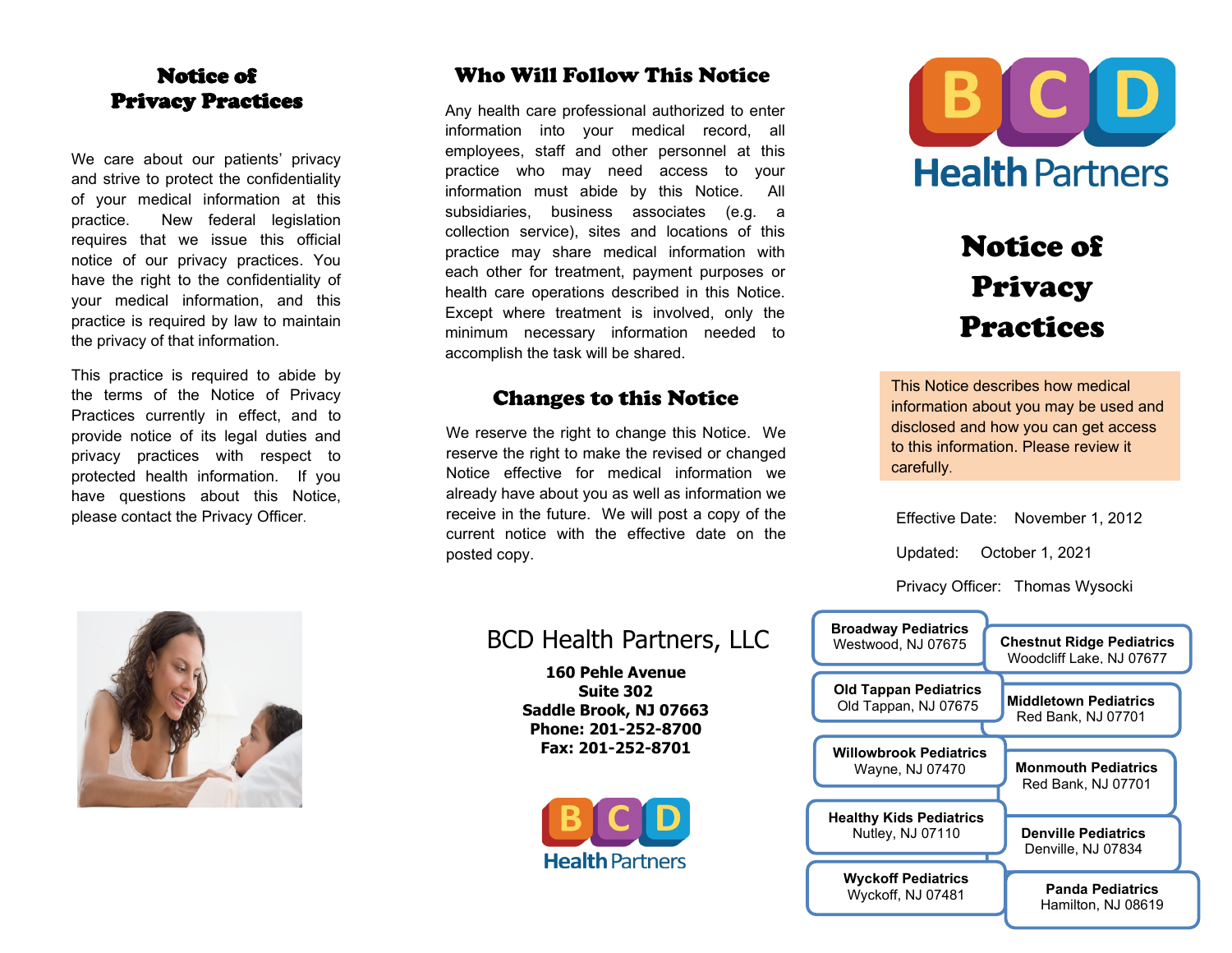# Notice of Privacy Practices

We care about our patients' privacy and strive to protect the confidentiality of your medical information at this practice. New federal legislation requires that we issue this official notice of our privacy practices. You have the right to the confidentiality of your medical information, and this practice is required by law to maintain the privacy of that information.

This practice is required to abide by the terms of the Notice of Privacy Practices currently in effect, and to provide notice of its legal duties and privacy practices with respect to protected health information. If you have questions about this Notice, please contact the Privacy Officer.

## Who Will Follow This Notice

Any health care professional authorized to enter information into your medical record, all employees, staff and other personnel at this practice who may need access to your information must abide by this Notice. All subsidiaries, business associates (e.g. a collection service), sites and locations of this practice may share medical information with each other for treatment, payment purposes or health care operations described in this Notice. Except where treatment is involved, only the minimum necessary information needed to accomplish the task will be shared.

## Changes to this Notice

We reserve the right to change this Notice. We reserve the right to make the revised or changed Notice effective for medical information we already have about you as well as information we receive in the future. We will post a copy of the current notice with the effective date on the posted copy.

BCD Health Partners, LLC

**160 Pehle Avenue**
**Suite 302**
**Saddle Brook, NJ 07663**
**Phone: 201-252-8700**
**Fax: 201-252-8701**

BCD Health Partners

BCD Health Partners

# Notice of Privacy Practices

This Notice describes how medical information about you may be used and disclosed and how you can get access to this information. Please review it carefully.

Effective Date: November 1, 2012

Updated: October 1, 2021

Privacy Officer: Thomas Wysocki

**Broadway Pediatrics**
Westwood, NJ 07675

**Chestnut Ridge Pediatrics**
Woodcliff Lake, NJ 07677

**Old Tappan Pediatrics**
Old Tappan, NJ 07675

**Middletown Pediatrics**
Red Bank, NJ 07701

**Willowbrook Pediatrics**
Wayne, NJ 07470

**Monmouth Pediatrics**
Red Bank, NJ 07701

**Healthy Kids Pediatrics**
Nutley, NJ 07110

**Denville Pediatrics**
Denville, NJ 07834

**Wyckoff Pediatrics**
Wyckoff, NJ 07481

**Panda Pediatrics**
Hamilton, NJ 08619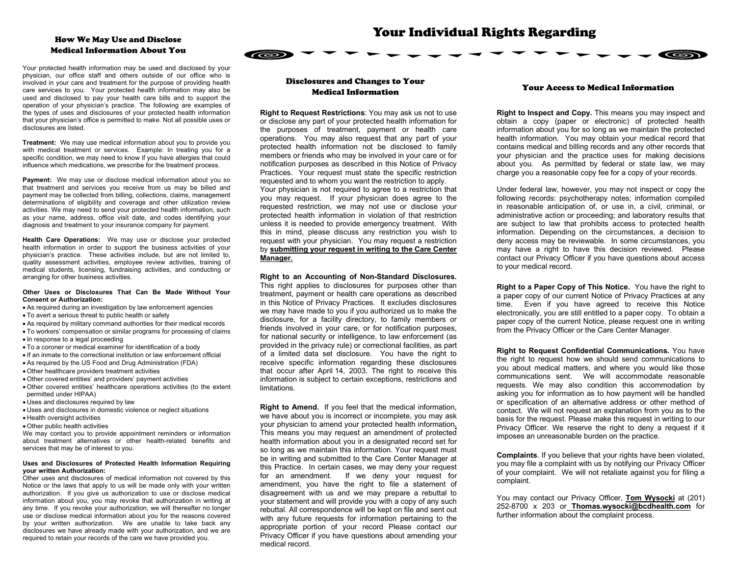## How We May Use and Disclose Medical Information About You

Your protected health information may be used and disclosed by your physician, our office staff and others outside of our office who is involved in your care and treatment for the purpose of providing health care services to you. Your protected health information may also be used and disclosed to pay your health care bills and to support the operation of your physician's practice. The following are examples of the types of uses and disclosures of your protected health information that your physician's office is permitted to make. Not all possible uses or disclosures are listed.

**Treatment:** We may use medical information about you to provide you with medical treatment or services. Example: In treating you for a specific condition, we may need to know if you have allergies that could influence which medications, we prescribe for the treatment process.

**Payment:** We may use or disclose medical information about you so that treatment and services you receive from us may be billed and payment may be collected from billing, collections, claims, management determinations of eligibility and coverage and other utilization review activities. We may need to send your protected health information, such as your name, address, office visit date, and codes identifying your diagnosis and treatment to your insurance company for payment.

**Health Care Operations:** We may use or disclose your protected health information in order to support the business activities of your physician's practice. These activities include, but are not limited to, quality assessment activities, employee review activities, training of medical students, licensing, fundraising activities, and conducting or arranging for other business activities.

**Other Uses or Disclosures That Can Be Made Without Your Consent or Authorization:**

- As required during an investigation by law enforcement agencies
- To avert a serious threat to public health or safety
- As required by military command authorities for their medical records
- To workers' compensation or similar programs for processing of claims
- In response to a legal proceeding
- To a coroner or medical examiner for identification of a body
- If an inmate to the correctional institution or law enforcement official
- As required by the US Food and Drug Administration (FDA)
- Other healthcare providers treatment activities
- Other covered entities' and providers' payment activities
- Other covered entities' healthcare operations activities (to the extent permitted under HIPAA)
- Uses and disclosures required by law
- Uses and disclosures in domestic violence or neglect situations
- Health oversight activities
- Other public health activities

We may contact you to provide appointment reminders or information about treatment alternatives or other health-related benefits and services that may be of interest to you.

**Uses and Disclosures of Protected Health Information Requiring your written Authorization:**

Other uses and disclosures of medical information not covered by this Notice or the laws that apply to us will be made only with your written authorization. If you give us authorization to use or disclose medical information about you, you may revoke that authorization in writing at any time. If you revoke your authorization, we will thereafter no longer use or disclose medical information about you for the reasons covered by your written authorization. We are unable to take back any disclosures we have already made with your authorization, and we are required to retain your records of the care we have provided you.

# Your Individual Rights Regarding

## Disclosures and Changes to Your Medical Information

**Right to Request Restrictions**: You may ask us not to use or disclose any part of your protected health information for the purposes of treatment, payment or health care operations. You may also request that any part of your protected health information not be disclosed to family members or friends who may be involved in your care or for notification purposes as described in this Notice of Privacy Practices. Your request must state the specific restriction requested and to whom you want the restriction to apply.
Your physician is not required to agree to a restriction that you may request. If your physician does agree to the requested restriction, we may not use or disclose your protected health information in violation of that restriction unless it is needed to provide emergency treatment. With this in mind, please discuss any restriction you wish to request with your physician. You may request a restriction by **submitting your request in writing to the Care Center Manager.**

**Right to an Accounting of Non-Standard Disclosures.** This right applies to disclosures for purposes other than treatment, payment or health care operations as described in this Notice of Privacy Practices. It excludes disclosures we may have made to you if you authorized us to make the disclosure, for a facility directory, to family members or friends involved in your care, or for notification purposes, for national security or intelligence, to law enforcement (as provided in the privacy rule) or correctional facilities, as part of a limited data set disclosure. You have the right to receive specific information regarding these disclosures that occur after April 14, 2003. The right to receive this information is subject to certain exceptions, restrictions and limitations.

**Right to Amend.** If you feel that the medical information, we have about you is incorrect or incomplete, you may ask your physician to amend your protected health information**.** This means you may request an amendment of protected health information about you in a designated record set for so long as we maintain this information. Your request must be in writing and submitted to the Care Center Manager at this Practice. In certain cases, we may deny your request for an amendment. If we deny your request for amendment, you have the right to file a statement of disagreement with us and we may prepare a rebuttal to your statement and will provide you with a copy of any such rebuttal. All correspondence will be kept on file and sent out with any future requests for information pertaining to the appropriate portion of your record Please contact our Privacy Officer if you have questions about amending your medical record.

## Your Access to Medical Information

**Right to Inspect and Copy.** This means you may inspect and obtain a copy (paper or electronic) of protected health information about you for so long as we maintain the protected health information. You may obtain your medical record that contains medical and billing records and any other records that your physician and the practice uses for making decisions about you. As permitted by federal or state law, we may charge you a reasonable copy fee for a copy of your records.

Under federal law, however, you may not inspect or copy the following records: psychotherapy notes; information compiled in reasonable anticipation of, or use in, a civil, criminal, or administrative action or proceeding; and laboratory results that are subject to law that prohibits access to protected health information. Depending on the circumstances, a decision to deny access may be reviewable. In some circumstances, you may have a right to have this decision reviewed. Please contact our Privacy Officer if you have questions about access to your medical record.

**Right to a Paper Copy of This Notice.** You have the right to a paper copy of our current Notice of Privacy Practices at any time. Even if you have agreed to receive this Notice electronically, you are still entitled to a paper copy. To obtain a paper copy of the current Notice, please request one in writing from the Privacy Officer or the Care Center Manager.

**Right to Request Confidential Communications.** You have the right to request how we should send communications to you about medical matters, and where you would like those communications sent. We will accommodate reasonable requests. We may also condition this accommodation by asking you for information as to how payment will be handled or specification of an alternative address or other method of contact. We will not request an explanation from you as to the basis for the request. Please make this request in writing to our Privacy Officer. We reserve the right to deny a request if it imposes an unreasonable burden on the practice.

**Complaints**. If you believe that your rights have been violated, you may file a complaint with us by notifying our Privacy Officer of your complaint. We will not retaliate against you for filing a complaint.

You may contact our Privacy Officer, **Tom Wysocki** at (201) 252-8700 x 203 or **Thomas.wysocki@bcdhealth.com** for further information about the complaint process.